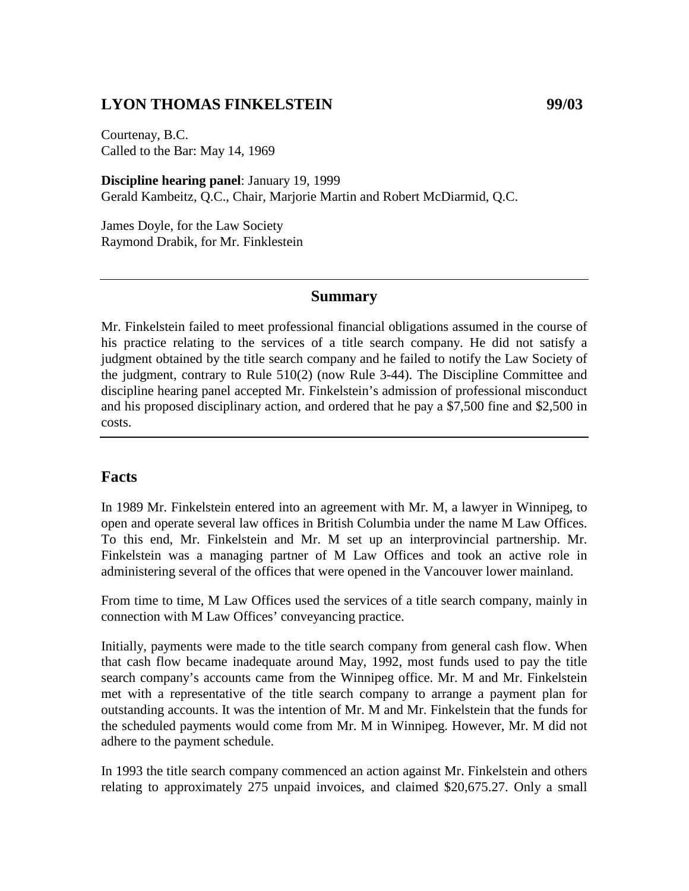# LYON THOMAS FINKELSTEIN 99/03

Courtenay, B.C.
Called to the Bar: May 14, 1969

**Discipline hearing panel**: January 19, 1999
Gerald Kambeitz, Q.C., Chair, Marjorie Martin and Robert McDiarmid, Q.C.

James Doyle, for the Law Society
Raymond Drabik, for Mr. Finklestein

---

## Summary

Mr. Finkelstein failed to meet professional financial obligations assumed in the course of his practice relating to the services of a title search company. He did not satisfy a judgment obtained by the title search company and he failed to notify the Law Society of the judgment, contrary to Rule 510(2) (now Rule 3-44). The Discipline Committee and discipline hearing panel accepted Mr. Finkelstein's admission of professional misconduct and his proposed disciplinary action, and ordered that he pay a $7,500 fine and $2,500 in costs.

---

## Facts

In 1989 Mr. Finkelstein entered into an agreement with Mr. M, a lawyer in Winnipeg, to open and operate several law offices in British Columbia under the name M Law Offices. To this end, Mr. Finkelstein and Mr. M set up an interprovincial partnership. Mr. Finkelstein was a managing partner of M Law Offices and took an active role in administering several of the offices that were opened in the Vancouver lower mainland.

From time to time, M Law Offices used the services of a title search company, mainly in connection with M Law Offices' conveyancing practice.

Initially, payments were made to the title search company from general cash flow. When that cash flow became inadequate around May, 1992, most funds used to pay the title search company's accounts came from the Winnipeg office. Mr. M and Mr. Finkelstein met with a representative of the title search company to arrange a payment plan for outstanding accounts. It was the intention of Mr. M and Mr. Finkelstein that the funds for the scheduled payments would come from Mr. M in Winnipeg. However, Mr. M did not adhere to the payment schedule.

In 1993 the title search company commenced an action against Mr. Finkelstein and others relating to approximately 275 unpaid invoices, and claimed $20,675.27. Only a small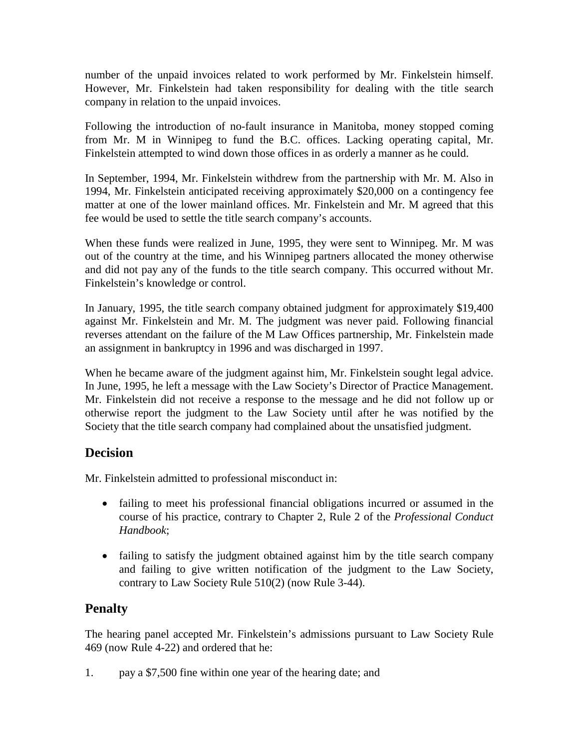number of the unpaid invoices related to work performed by Mr. Finkelstein himself. However, Mr. Finkelstein had taken responsibility for dealing with the title search company in relation to the unpaid invoices.

Following the introduction of no-fault insurance in Manitoba, money stopped coming from Mr. M in Winnipeg to fund the B.C. offices. Lacking operating capital, Mr. Finkelstein attempted to wind down those offices in as orderly a manner as he could.

In September, 1994, Mr. Finkelstein withdrew from the partnership with Mr. M. Also in 1994, Mr. Finkelstein anticipated receiving approximately $20,000 on a contingency fee matter at one of the lower mainland offices. Mr. Finkelstein and Mr. M agreed that this fee would be used to settle the title search company's accounts.

When these funds were realized in June, 1995, they were sent to Winnipeg. Mr. M was out of the country at the time, and his Winnipeg partners allocated the money otherwise and did not pay any of the funds to the title search company. This occurred without Mr. Finkelstein's knowledge or control.

In January, 1995, the title search company obtained judgment for approximately $19,400 against Mr. Finkelstein and Mr. M. The judgment was never paid. Following financial reverses attendant on the failure of the M Law Offices partnership, Mr. Finkelstein made an assignment in bankruptcy in 1996 and was discharged in 1997.

When he became aware of the judgment against him, Mr. Finkelstein sought legal advice. In June, 1995, he left a message with the Law Society's Director of Practice Management. Mr. Finkelstein did not receive a response to the message and he did not follow up or otherwise report the judgment to the Law Society until after he was notified by the Society that the title search company had complained about the unsatisfied judgment.

## Decision

Mr. Finkelstein admitted to professional misconduct in:

- failing to meet his professional financial obligations incurred or assumed in the course of his practice, contrary to Chapter 2, Rule 2 of the *Professional Conduct Handbook*;
- failing to satisfy the judgment obtained against him by the title search company and failing to give written notification of the judgment to the Law Society, contrary to Law Society Rule 510(2) (now Rule 3-44).

## Penalty

The hearing panel accepted Mr. Finkelstein's admissions pursuant to Law Society Rule 469 (now Rule 4-22) and ordered that he:

1. pay a $7,500 fine within one year of the hearing date; and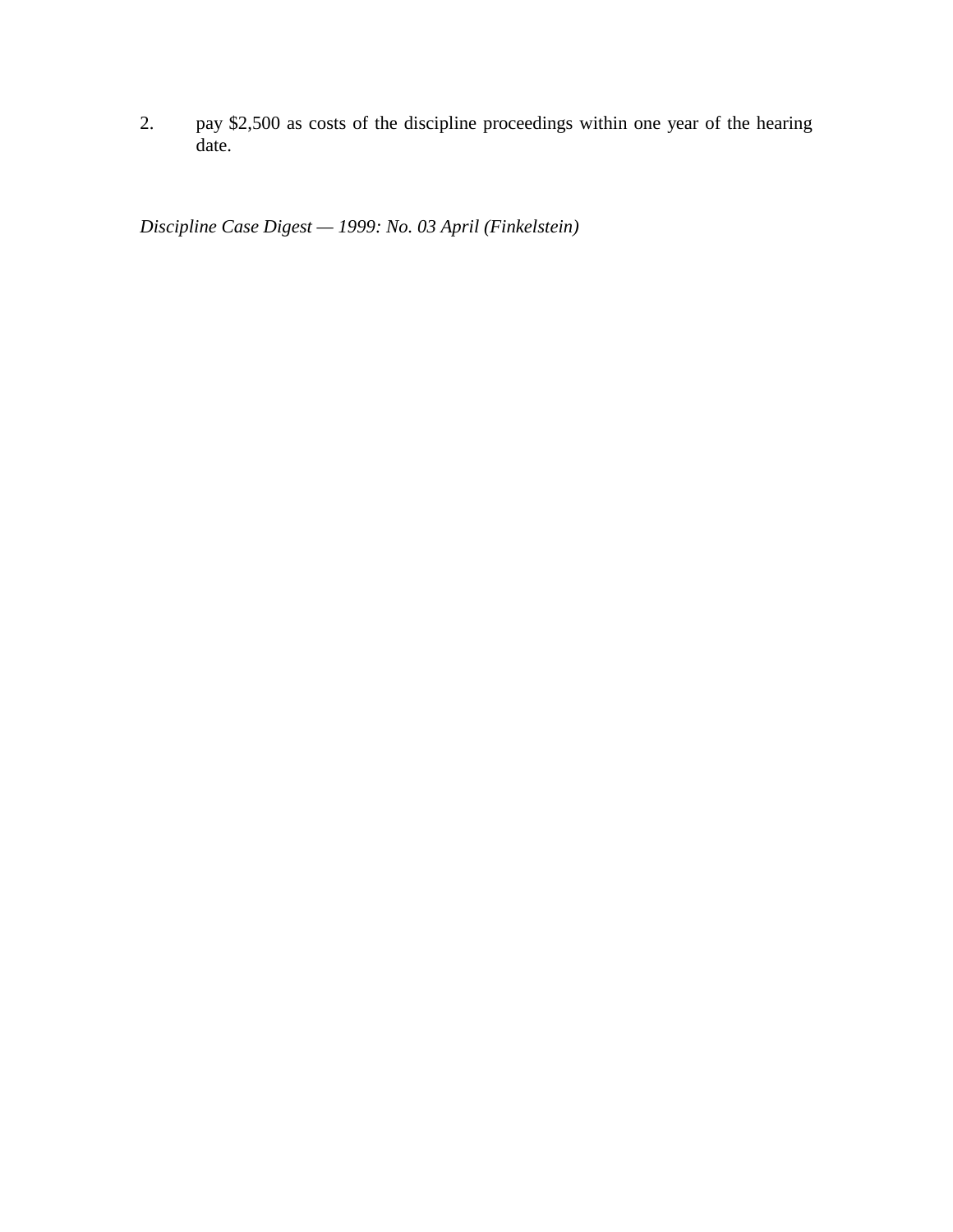2. pay $2,500 as costs of the discipline proceedings within one year of the hearing date.

*Discipline Case Digest — 1999: No. 03 April (Finkelstein)*